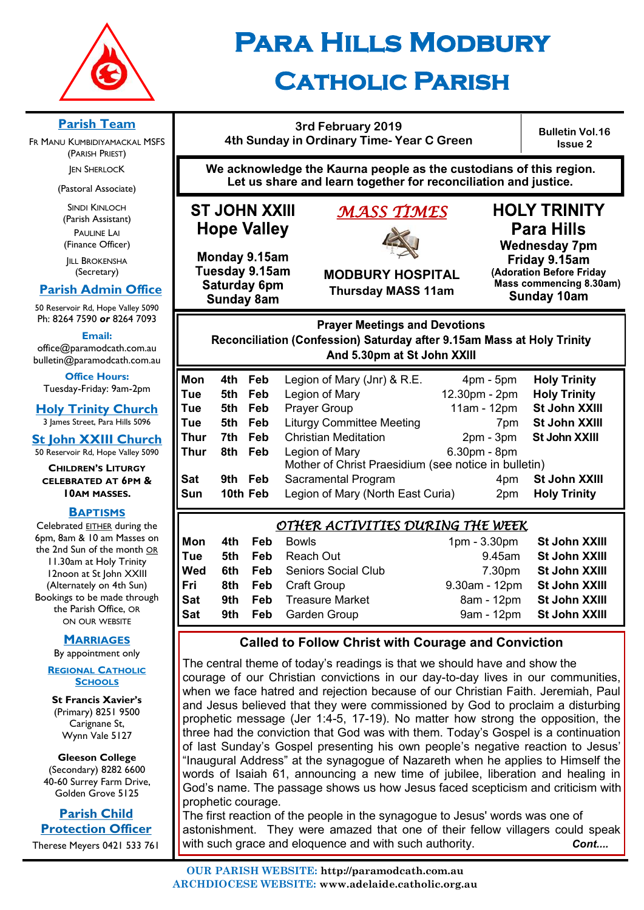# Para Hills Modbury Catholic Parish

## Parish Team

Fr Manu Kumbidiyamackal MSFS (Parish Priest)

Jen Sherlock (Pastoral Associate)

Sindi Kinloch (Parish Assistant)

Pauline Lai (Finance Officer)

Jill Brokensha (Secretary)

## Parish Admin Office

50 Reservoir Rd, Hope Valley 5090
Ph: 8264 7590 **or** 8264 7093

**Email:**
office@paramodcath.com.au
bulletin@paramodcath.com.au

**Office Hours:**
Tuesday-Friday: 9am-2pm

## Holy Trinity Church

3 James Street, Para Hills 5096

## St John XXIII Church

50 Reservoir Rd, Hope Valley 5090

**Children's Liturgy celebrated at 6pm & 10am Masses.**

## Baptisms

Celebrated EITHER during the 6pm, 8am & 10 am Masses on the 2nd Sun of the month OR 11.30am at Holy Trinity 12noon at St John XXIII (Alternately on 4th Sun) Bookings to be made through the Parish Office, or on our website

## Marriages

By appointment only

## Regional Catholic Schools

**St Francis Xavier's**
(Primary) 8251 9500
Carignane St,
Wynn Vale 5127

**Gleeson College**
(Secondary) 8282 6600
40-60 Surrey Farm Drive,
Golden Grove 5125

## Parish Child Protection Officer

Therese Meyers 0421 533 761

---

**3rd February 2019**
**4th Sunday in Ordinary Time- Year C Green**

**Bulletin Vol.16 Issue 2**

**We acknowledge the Kaurna people as the custodians of this region. Let us share and learn together for reconciliation and justice.**

## *MASS TIMES*

**ST JOHN XXIII Hope Valley**
Monday 9.15am
Tuesday 9.15am
Saturday 6pm
Sunday 8am

**MODBURY HOSPITAL**
Thursday MASS 11am

**HOLY TRINITY Para Hills**
Wednesday 7pm
Friday 9.15am
(Adoration Before Friday Mass commencing 8.30am)
Sunday 10am

**Prayer Meetings and Devotions**
**Reconciliation (Confession) Saturday after 9.15am Mass at Holy Trinity And 5.30pm at St John XXIII**

| | | | | | |
|---|---|---|---|---|---|
| Mon | 4th | Feb | Legion of Mary (Jnr) & R.E. | 4pm - 5pm | Holy Trinity |
| Tue | 5th | Feb | Legion of Mary | 12.30pm - 2pm | Holy Trinity |
| Tue | 5th | Feb | Prayer Group | 11am - 12pm | St John XXIII |
| Tue | 5th | Feb | Liturgy Committee Meeting | 7pm | St John XXIII |
| Thur | 7th | Feb | Christian Meditation | 2pm - 3pm | St John XXIII |
| Thur | 8th | Feb | Legion of Mary Mother of Christ Praesidium (see notice in bulletin) | 6.30pm - 8pm | |
| Sat | 9th | Feb | Sacramental Program | 4pm | St John XXIII |
| Sun | 10th | Feb | Legion of Mary (North East Curia) | 2pm | Holy Trinity |

## *OTHER ACTIVITIES DURING THE WEEK*

| | | | | | |
|---|---|---|---|---|---|
| Mon | 4th | Feb | Bowls | 1pm - 3.30pm | St John XXIII |
| Tue | 5th | Feb | Reach Out | 9.45am | St John XXIII |
| Wed | 6th | Feb | Seniors Social Club | 7.30pm | St John XXIII |
| Fri | 8th | Feb | Craft Group | 9.30am - 12pm | St John XXIII |
| Sat | 9th | Feb | Treasure Market | 8am - 12pm | St John XXIII |
| Sat | 9th | Feb | Garden Group | 9am - 12pm | St John XXIII |

## Called to Follow Christ with Courage and Conviction

The central theme of today's readings is that we should have and show the courage of our Christian convictions in our day-to-day lives in our communities, when we face hatred and rejection because of our Christian Faith. Jeremiah, Paul and Jesus believed that they were commissioned by God to proclaim a disturbing prophetic message (Jer 1:4-5, 17-19). No matter how strong the opposition, the three had the conviction that God was with them. Today's Gospel is a continuation of last Sunday's Gospel presenting his own people's negative reaction to Jesus' "Inaugural Address" at the synagogue of Nazareth when he applies to Himself the words of Isaiah 61, announcing a new time of jubilee, liberation and healing in God's name. The passage shows us how Jesus faced scepticism and criticism with prophetic courage.
The first reaction of the people in the synagogue to Jesus' words was one of astonishment. They were amazed that one of their fellow villagers could speak with such grace and eloquence and with such authority. ***Cont....***

**OUR PARISH WEBSITE: http://paramodcath.com.au**
**ARCHDIOCESE WEBSITE: www.adelaide.catholic.org.au**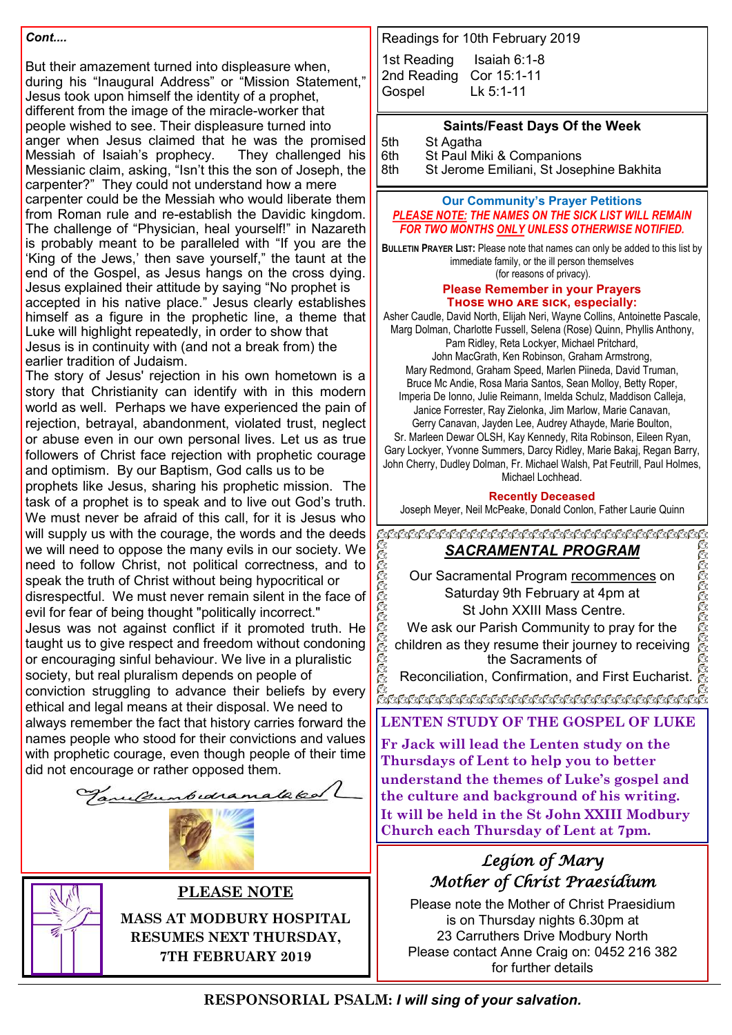*Cont....*

But their amazement turned into displeasure when, during his "Inaugural Address" or "Mission Statement," Jesus took upon himself the identity of a prophet, different from the image of the miracle-worker that people wished to see. Their displeasure turned into anger when Jesus claimed that he was the promised Messiah of Isaiah's prophecy. They challenged his Messianic claim, asking, "Isn't this the son of Joseph, the carpenter?" They could not understand how a mere carpenter could be the Messiah who would liberate them from Roman rule and re-establish the Davidic kingdom. The challenge of "Physician, heal yourself!" in Nazareth is probably meant to be paralleled with "If you are the 'King of the Jews,' then save yourself," the taunt at the end of the Gospel, as Jesus hangs on the cross dying. Jesus explained their attitude by saying "No prophet is accepted in his native place." Jesus clearly establishes himself as a figure in the prophetic line, a theme that Luke will highlight repeatedly, in order to show that Jesus is in continuity with (and not a break from) the earlier tradition of Judaism.

The story of Jesus' rejection in his own hometown is a story that Christianity can identify with in this modern world as well. Perhaps we have experienced the pain of rejection, betrayal, abandonment, violated trust, neglect or abuse even in our own personal lives. Let us as true followers of Christ face rejection with prophetic courage and optimism. By our Baptism, God calls us to be prophets like Jesus, sharing his prophetic mission. The task of a prophet is to speak and to live out God's truth. We must never be afraid of this call, for it is Jesus who will supply us with the courage, the words and the deeds we will need to oppose the many evils in our society. We need to follow Christ, not political correctness, and to speak the truth of Christ without being hypocritical or disrespectful. We must never remain silent in the face of evil for fear of being thought "politically incorrect."

Jesus was not against conflict if it promoted truth. He taught us to give respect and freedom without condoning or encouraging sinful behaviour. We live in a pluralistic society, but real pluralism depends on people of conviction struggling to advance their beliefs by every ethical and legal means at their disposal. We need to always remember the fact that history carries forward the names people who stood for their convictions and values with prophetic courage, even though people of their time did not encourage or rather opposed them.

*Karunambidramalakal*

## PLEASE NOTE

**MASS AT MODBURY HOSPITAL RESUMES NEXT THURSDAY, 7TH FEBRUARY 2019**

Readings for 10th February 2019

| | |
|---|---|
| 1st Reading | Isaiah 6:1-8 |
| 2nd Reading | Cor 15:1-11 |
| Gospel | Lk 5:1-11 |

**Saints/Feast Days Of the Week**

| | |
|---|---|
| 5th | St Agatha |
| 6th | St Paul Miki & Companions |
| 8th | St Jerome Emiliani, St Josephine Bakhita |

### Our Community's Prayer Petitions

***PLEASE NOTE: THE NAMES ON THE SICK LIST WILL REMAIN FOR TWO MONTHS ONLY UNLESS OTHERWISE NOTIFIED.***

**BULLETIN PRAYER LIST:** Please note that names can only be added to this list by immediate family, or the ill person themselves (for reasons of privacy).

**Please Remember in your Prayers**
**THOSE WHO ARE SICK, especially:**

Asher Caudle, David North, Elijah Neri, Wayne Collins, Antoinette Pascale, Marg Dolman, Charlotte Fussell, Selena (Rose) Quinn, Phyllis Anthony, Pam Ridley, Reta Lockyer, Michael Pritchard, John MacGrath, Ken Robinson, Graham Armstrong, Mary Redmond, Graham Speed, Marlen Piineda, David Truman, Bruce Mc Andie, Rosa Maria Santos, Sean Molloy, Betty Roper, Imperia De Ionno, Julie Reimann, Imelda Schulz, Maddison Calleja, Janice Forrester, Ray Zielonka, Jim Marlow, Marie Canavan, Gerry Canavan, Jayden Lee, Audrey Athayde, Marie Boulton, Sr. Marleen Dewar OLSH, Kay Kennedy, Rita Robinson, Eileen Ryan, Gary Lockyer, Yvonne Summers, Darcy Ridley, Marie Bakaj, Regan Barry, John Cherry, Dudley Dolman, Fr. Michael Walsh, Pat Feutrill, Paul Holmes, Michael Lochhead.

**Recently Deceased**

Joseph Meyer, Neil McPeake, Donald Conlon, Father Laurie Quinn

## *SACRAMENTAL PROGRAM*

Our Sacramental Program recommences on Saturday 9th February at 4pm at St John XXIII Mass Centre.
We ask our Parish Community to pray for the children as they resume their journey to receiving the Sacraments of Reconciliation, Confirmation, and First Eucharist.

## LENTEN STUDY OF THE GOSPEL OF LUKE

**Fr Jack will lead the Lenten study on the Thursdays of Lent to help you to better understand the themes of Luke's gospel and the culture and background of his writing. It will be held in the St John XXIII Modbury Church each Thursday of Lent at 7pm.**

## *Legion of Mary Mother of Christ Praesidium*

Please note the Mother of Christ Praesidium is on Thursday nights 6.30pm at 23 Carruthers Drive Modbury North
Please contact Anne Craig on: 0452 216 382 for further details

**RESPONSORIAL PSALM:** ***I will sing of your salvation.***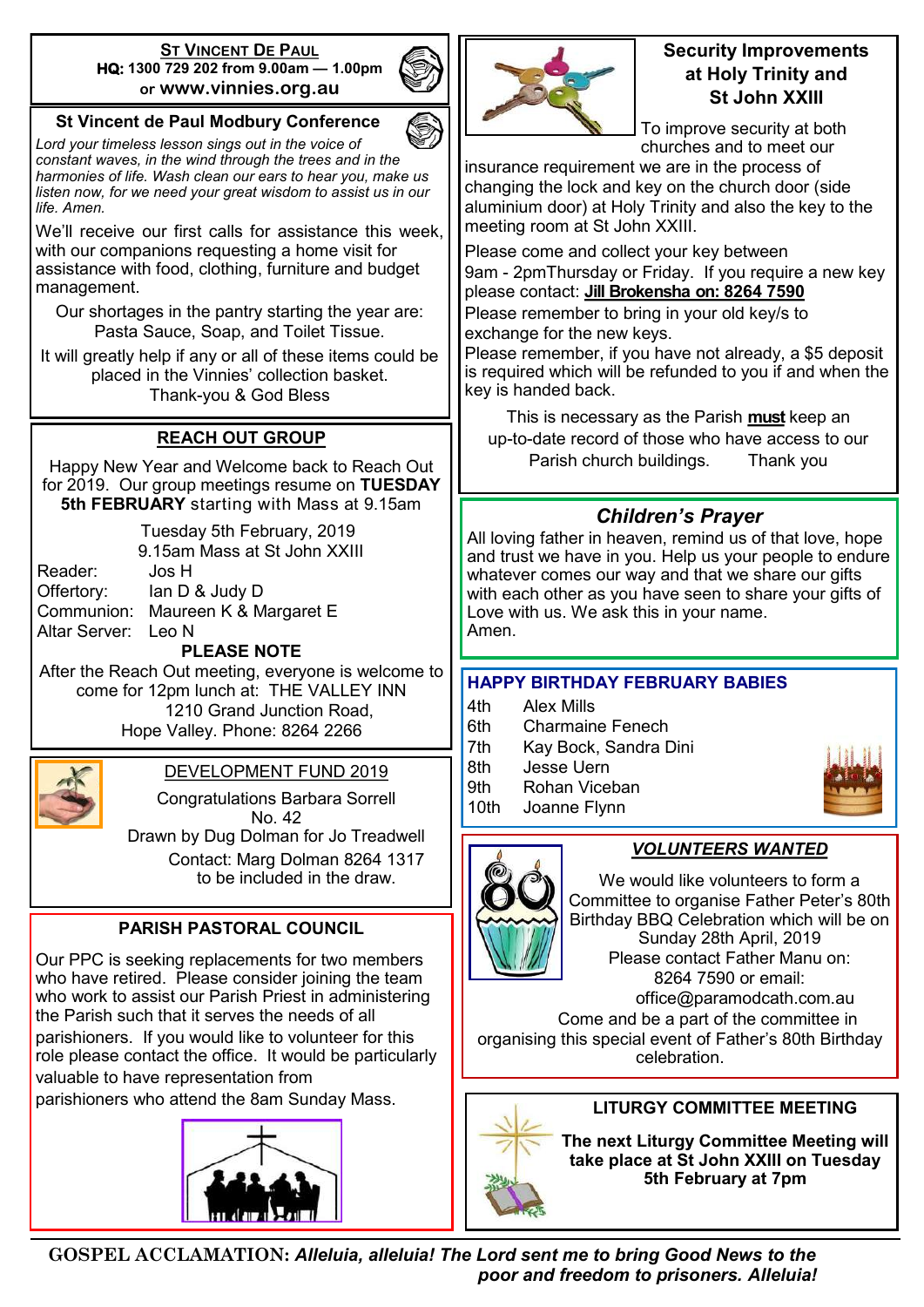## ST VINCENT DE PAUL

**HQ: 1300 729 202 from 9.00am — 1.00pm or www.vinnies.org.au**

## St Vincent de Paul Modbury Conference

*Lord your timeless lesson sings out in the voice of constant waves, in the wind through the trees and in the harmonies of life. Wash clean our ears to hear you, make us listen now, for we need your great wisdom to assist us in our life. Amen.*

We'll receive our first calls for assistance this week, with our companions requesting a home visit for assistance with food, clothing, furniture and budget management.

Our shortages in the pantry starting the year are: Pasta Sauce, Soap, and Toilet Tissue.

It will greatly help if any or all of these items could be placed in the Vinnies' collection basket.

Thank-you & God Bless

## REACH OUT GROUP

Happy New Year and Welcome back to Reach Out for 2019. Our group meetings resume on **TUESDAY 5th FEBRUARY** starting with Mass at 9.15am

Tuesday 5th February, 2019
9.15am Mass at St John XXIII

| | |
|---|---|
| Reader: | Jos H |
| Offertory: | Ian D & Judy D |
| Communion: | Maureen K & Margaret E |
| Altar Server: | Leo N |

**PLEASE NOTE**

After the Reach Out meeting, everyone is welcome to come for 12pm lunch at: THE VALLEY INN
1210 Grand Junction Road,
Hope Valley. Phone: 8264 2266

## DEVELOPMENT FUND 2019

Congratulations Barbara Sorrell
No. 42
Drawn by Dug Dolman for Jo Treadwell
Contact: Marg Dolman 8264 1317
to be included in the draw.

## PARISH PASTORAL COUNCIL

Our PPC is seeking replacements for two members who have retired. Please consider joining the team who work to assist our Parish Priest in administering the Parish such that it serves the needs of all parishioners. If you would like to volunteer for this role please contact the office. It would be particularly valuable to have representation from parishioners who attend the 8am Sunday Mass.

## Security Improvements at Holy Trinity and St John XXIII

To improve security at both churches and to meet our insurance requirement we are in the process of changing the lock and key on the church door (side aluminium door) at Holy Trinity and also the key to the meeting room at St John XXIII.

Please come and collect your key between 9am - 2pmThursday or Friday. If you require a new key please contact: **Jill Brokensha on: 8264 7590**

Please remember to bring in your old key/s to exchange for the new keys.

Please remember, if you have not already, a $5 deposit is required which will be refunded to you if and when the key is handed back.

This is necessary as the Parish **must** keep an up-to-date record of those who have access to our Parish church buildings. Thank you

## *Children's Prayer*

All loving father in heaven, remind us of that love, hope and trust we have in you. Help us your people to endure whatever comes our way and that we share our gifts with each other as you have seen to share your gifts of Love with us. We ask this in your name.
Amen.

## HAPPY BIRTHDAY FEBRUARY BABIES

| | |
|---|---|
| 4th | Alex Mills |
| 6th | Charmaine Fenech |
| 7th | Kay Bock, Sandra Dini |
| 8th | Jesse Uern |
| 9th | Rohan Viceban |
| 10th | Joanne Flynn |

## *VOLUNTEERS WANTED*

We would like volunteers to form a Committee to organise Father Peter's 80th Birthday BBQ Celebration which will be on Sunday 28th April, 2019

Please contact Father Manu on: 8264 7590 or email: office@paramodcath.com.au

Come and be a part of the committee in organising this special event of Father's 80th Birthday celebration.

## LITURGY COMMITTEE MEETING

**The next Liturgy Committee Meeting will take place at St John XXIII on Tuesday 5th February at 7pm**

**GOSPEL ACCLAMATION:** ***Alleluia, alleluia! The Lord sent me to bring Good News to the poor and freedom to prisoners. Alleluia!***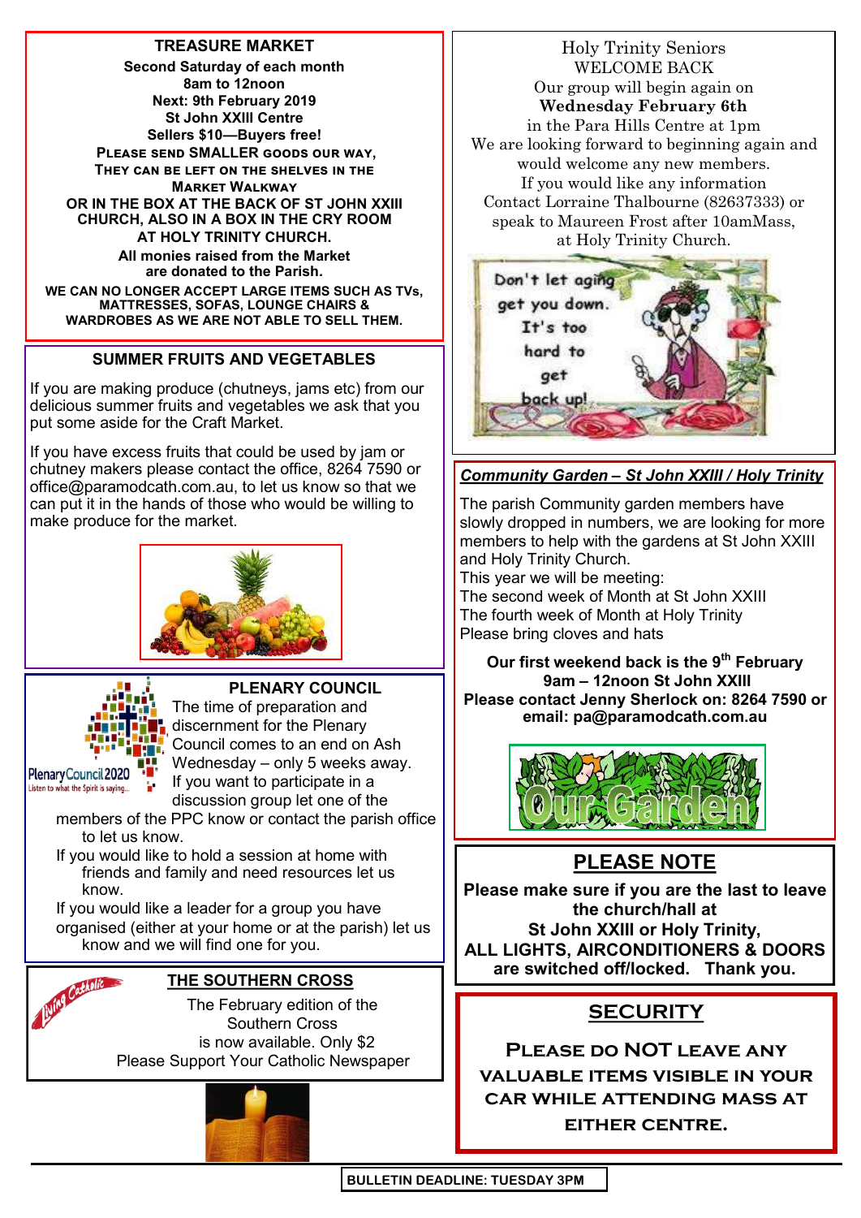## TREASURE MARKET

**Second Saturday of each month**
**8am to 12noon**
**Next: 9th February 2019**
**St John XXIII Centre**
**Sellers $10—Buyers free!**

**PLEASE SEND SMALLER GOODS OUR WAY, THEY CAN BE LEFT ON THE SHELVES IN THE MARKET WALKWAY OR IN THE BOX AT THE BACK OF ST JOHN XXIII CHURCH, ALSO IN A BOX IN THE CRY ROOM AT HOLY TRINITY CHURCH.**

**All monies raised from the Market are donated to the Parish.**

**WE CAN NO LONGER ACCEPT LARGE ITEMS SUCH AS TVs, MATTRESSES, SOFAS, LOUNGE CHAIRS & WARDROBES AS WE ARE NOT ABLE TO SELL THEM.**

## SUMMER FRUITS AND VEGETABLES

If you are making produce (chutneys, jams etc) from our delicious summer fruits and vegetables we ask that you put some aside for the Craft Market.

If you have excess fruits that could be used by jam or chutney makers please contact the office, 8264 7590 or office@paramodcath.com.au, to let us know so that we can put it in the hands of those who would be willing to make produce for the market.

## PLENARY COUNCIL

Plenary Council 2020
Listen to what the Spirit is saying...

The time of preparation and discernment for the Plenary Council comes to an end on Ash Wednesday – only 5 weeks away.

If you want to participate in a discussion group let one of the members of the PPC know or contact the parish office to let us know.

If you would like to hold a session at home with friends and family and need resources let us know.

If you would like a leader for a group you have organised (either at your home or at the parish) let us know and we will find one for you.

## THE SOUTHERN CROSS

The February edition of the Southern Cross is now available. Only $2
Please Support Your Catholic Newspaper

## Holy Trinity Seniors

WELCOME BACK
Our group will begin again on
**Wednesday February 6th**
in the Para Hills Centre at 1pm
We are looking forward to beginning again and would welcome any new members.
If you would like any information
Contact Lorraine Thalbourne (82637333) or speak to Maureen Frost after 10amMass, at Holy Trinity Church.

Don't let aging get you down. It's too hard to get back up!

## *Community Garden – St John XXIII / Holy Trinity*

The parish Community garden members have slowly dropped in numbers, we are looking for more members to help with the gardens at St John XXIII and Holy Trinity Church.
This year we will be meeting:
The second week of Month at St John XXIII
The fourth week of Month at Holy Trinity
Please bring cloves and hats

**Our first weekend back is the 9th February**
**9am – 12noon St John XXIII**
**Please contact Jenny Sherlock on: 8264 7590 or email: pa@paramodcath.com.au**

Our Garden

## PLEASE NOTE

**Please make sure if you are the last to leave the church/hall at St John XXIII or Holy Trinity, ALL LIGHTS, AIRCONDITIONERS & DOORS are switched off/locked. Thank you.**

## SECURITY

**PLEASE DO NOT LEAVE ANY VALUABLE ITEMS VISIBLE IN YOUR CAR WHILE ATTENDING MASS AT EITHER CENTRE.**

**BULLETIN DEADLINE: TUESDAY 3PM**